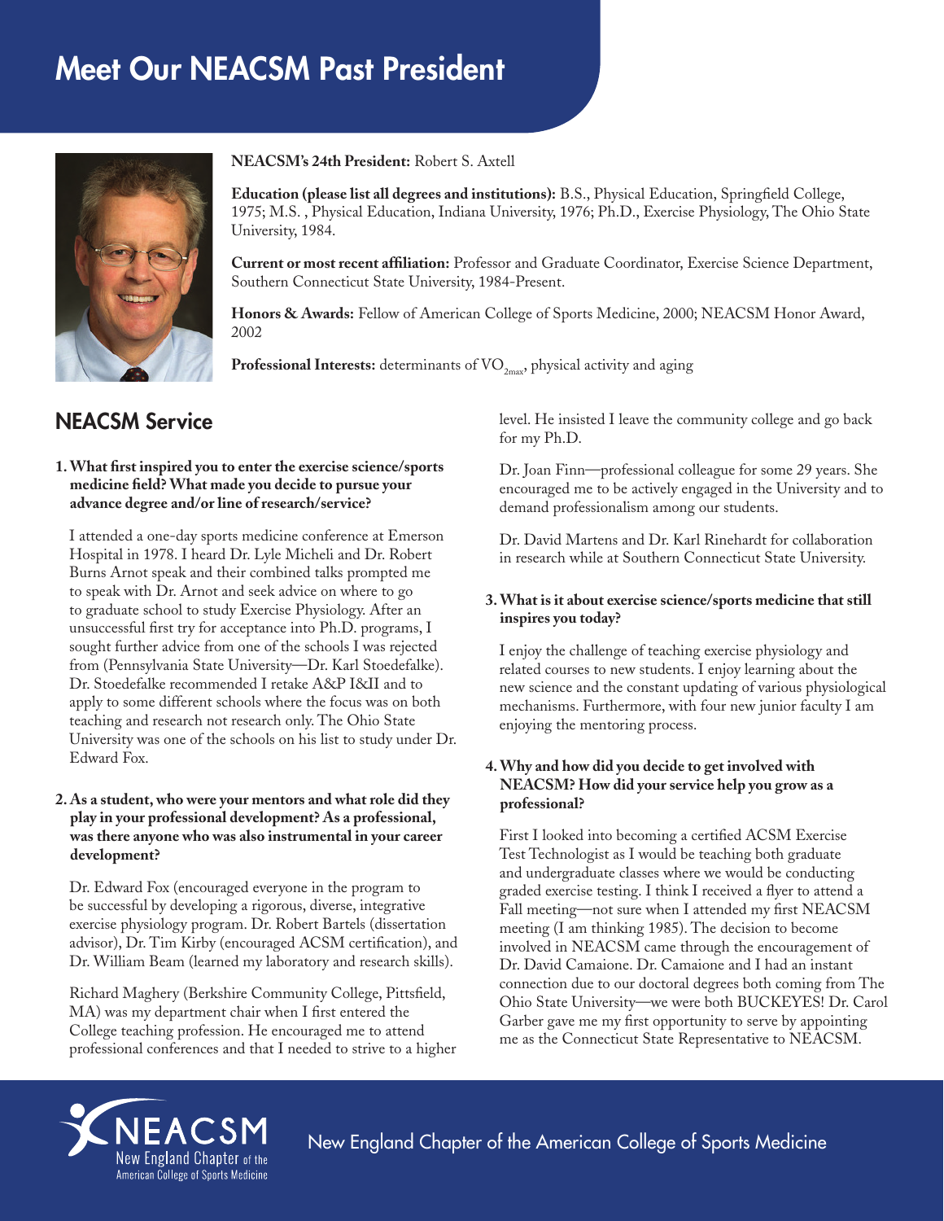# Meet Our NEACSM Past President

**NEACSM's 24th President:** Robert S. Axtell

**Education (please list all degrees and institutions):** B.S., Physical Education, Springfield College, 1975; M.S. , Physical Education, Indiana University, 1976; Ph.D., Exercise Physiology, The Ohio State University, 1984.

**Current or most recent affiliation:** Professor and Graduate Coordinator, Exercise Science Department, Southern Connecticut State University, 1984-Present.

**Honors & Awards:** Fellow of American College of Sports Medicine, 2000; NEACSM Honor Award, 2002

**Professional Interests:** determinants of $VO_{2max}$, physical activity and aging

## NEACSM Service

**1. What first inspired you to enter the exercise science/sports medicine field? What made you decide to pursue your advance degree and/or line of research/service?**

I attended a one-day sports medicine conference at Emerson Hospital in 1978. I heard Dr. Lyle Micheli and Dr. Robert Burns Arnot speak and their combined talks prompted me to speak with Dr. Arnot and seek advice on where to go to graduate school to study Exercise Physiology. After an unsuccessful first try for acceptance into Ph.D. programs, I sought further advice from one of the schools I was rejected from (Pennsylvania State University—Dr. Karl Stoedefalke). Dr. Stoedefalke recommended I retake A&P I&II and to apply to some different schools where the focus was on both teaching and research not research only. The Ohio State University was one of the schools on his list to study under Dr. Edward Fox.

**2. As a student, who were your mentors and what role did they play in your professional development? As a professional, was there anyone who was also instrumental in your career development?**

Dr. Edward Fox (encouraged everyone in the program to be successful by developing a rigorous, diverse, integrative exercise physiology program. Dr. Robert Bartels (dissertation advisor), Dr. Tim Kirby (encouraged ACSM certification), and Dr. William Beam (learned my laboratory and research skills).

Richard Maghery (Berkshire Community College, Pittsfield, MA) was my department chair when I first entered the College teaching profession. He encouraged me to attend professional conferences and that I needed to strive to a higher level. He insisted I leave the community college and go back for my Ph.D.

Dr. Joan Finn—professional colleague for some 29 years. She encouraged me to be actively engaged in the University and to demand professionalism among our students.

Dr. David Martens and Dr. Karl Rinehardt for collaboration in research while at Southern Connecticut State University.

**3. What is it about exercise science/sports medicine that still inspires you today?**

I enjoy the challenge of teaching exercise physiology and related courses to new students. I enjoy learning about the new science and the constant updating of various physiological mechanisms. Furthermore, with four new junior faculty I am enjoying the mentoring process.

**4. Why and how did you decide to get involved with NEACSM? How did your service help you grow as a professional?**

First I looked into becoming a certified ACSM Exercise Test Technologist as I would be teaching both graduate and undergraduate classes where we would be conducting graded exercise testing. I think I received a flyer to attend a Fall meeting—not sure when I attended my first NEACSM meeting (I am thinking 1985). The decision to become involved in NEACSM came through the encouragement of Dr. David Camaione. Dr. Camaione and I had an instant connection due to our doctoral degrees both coming from The Ohio State University—we were both BUCKEYES! Dr. Carol Garber gave me my first opportunity to serve by appointing me as the Connecticut State Representative to NEACSM.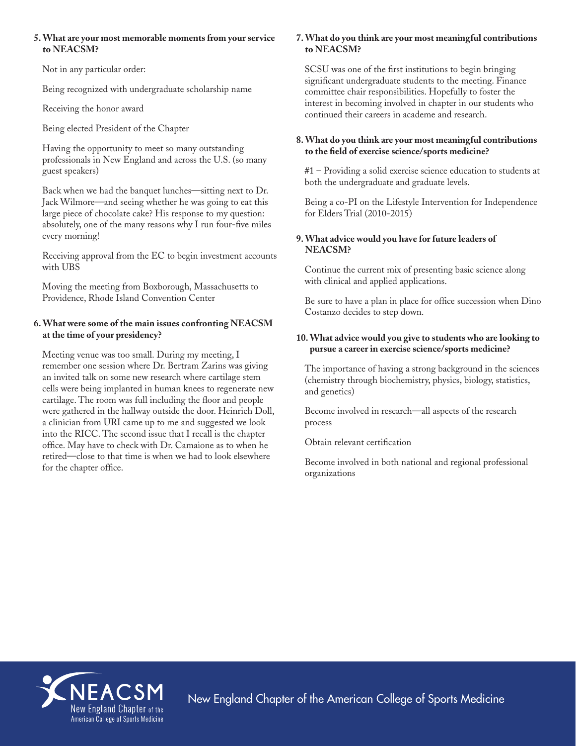**5. What are your most memorable moments from your service to NEACSM?**

Not in any particular order:

Being recognized with undergraduate scholarship name

Receiving the honor award

Being elected President of the Chapter

Having the opportunity to meet so many outstanding professionals in New England and across the U.S. (so many guest speakers)

Back when we had the banquet lunches—sitting next to Dr. Jack Wilmore—and seeing whether he was going to eat this large piece of chocolate cake? His response to my question: absolutely, one of the many reasons why I run four-five miles every morning!

Receiving approval from the EC to begin investment accounts with UBS

Moving the meeting from Boxborough, Massachusetts to Providence, Rhode Island Convention Center

**6. What were some of the main issues confronting NEACSM at the time of your presidency?**

Meeting venue was too small. During my meeting, I remember one session where Dr. Bertram Zarins was giving an invited talk on some new research where cartilage stem cells were being implanted in human knees to regenerate new cartilage. The room was full including the floor and people were gathered in the hallway outside the door. Heinrich Doll, a clinician from URI came up to me and suggested we look into the RICC. The second issue that I recall is the chapter office. May have to check with Dr. Camaione as to when he retired—close to that time is when we had to look elsewhere for the chapter office.

**7. What do you think are your most meaningful contributions to NEACSM?**

SCSU was one of the first institutions to begin bringing significant undergraduate students to the meeting. Finance committee chair responsibilities. Hopefully to foster the interest in becoming involved in chapter in our students who continued their careers in academe and research.

**8. What do you think are your most meaningful contributions to the field of exercise science/sports medicine?**

#1 – Providing a solid exercise science education to students at both the undergraduate and graduate levels.

Being a co-PI on the Lifestyle Intervention for Independence for Elders Trial (2010-2015)

**9. What advice would you have for future leaders of NEACSM?**

Continue the current mix of presenting basic science along with clinical and applied applications.

Be sure to have a plan in place for office succession when Dino Costanzo decides to step down.

**10. What advice would you give to students who are looking to pursue a career in exercise science/sports medicine?**

The importance of having a strong background in the sciences (chemistry through biochemistry, physics, biology, statistics, and genetics)

Become involved in research—all aspects of the research process

Obtain relevant certification

Become involved in both national and regional professional organizations

NEACSM New England Chapter of the American College of Sports Medicine

New England Chapter of the American College of Sports Medicine